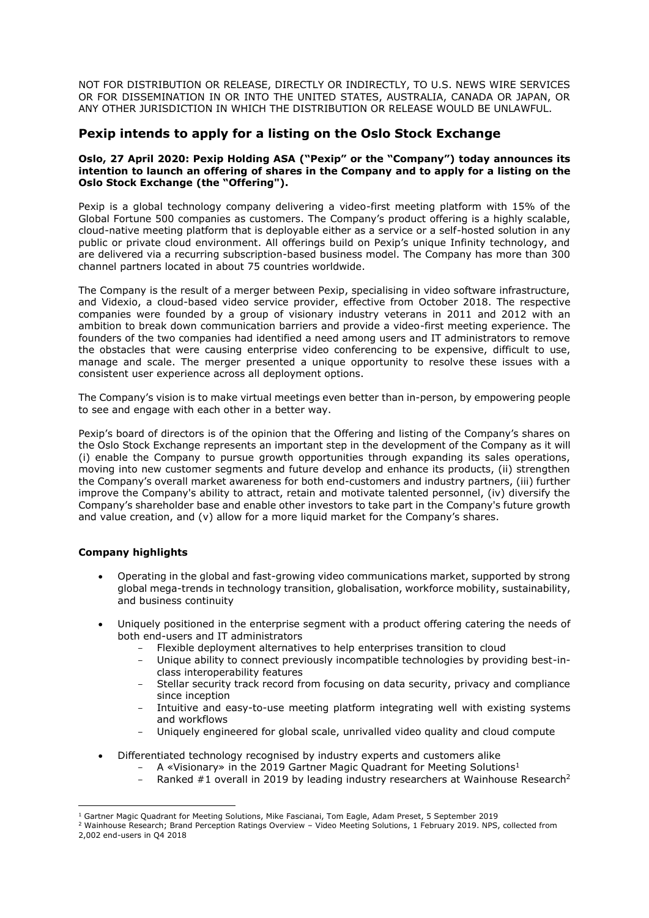NOT FOR DISTRIBUTION OR RELEASE, DIRECTLY OR INDIRECTLY, TO U.S. NEWS WIRE SERVICES OR FOR DISSEMINATION IN OR INTO THE UNITED STATES, AUSTRALIA, CANADA OR JAPAN, OR ANY OTHER JURISDICTION IN WHICH THE DISTRIBUTION OR RELEASE WOULD BE UNLAWFUL.

# Pexip intends to apply for a listing on the Oslo Stock Exchange

**Oslo, 27 April 2020: Pexip Holding ASA ("Pexip" or the "Company") today announces its intention to launch an offering of shares in the Company and to apply for a listing on the Oslo Stock Exchange (the "Offering").**

Pexip is a global technology company delivering a video-first meeting platform with 15% of the Global Fortune 500 companies as customers. The Company's product offering is a highly scalable, cloud-native meeting platform that is deployable either as a service or a self-hosted solution in any public or private cloud environment. All offerings build on Pexip's unique Infinity technology, and are delivered via a recurring subscription-based business model. The Company has more than 300 channel partners located in about 75 countries worldwide.

The Company is the result of a merger between Pexip, specialising in video software infrastructure, and Videxio, a cloud-based video service provider, effective from October 2018. The respective companies were founded by a group of visionary industry veterans in 2011 and 2012 with an ambition to break down communication barriers and provide a video-first meeting experience. The founders of the two companies had identified a need among users and IT administrators to remove the obstacles that were causing enterprise video conferencing to be expensive, difficult to use, manage and scale. The merger presented a unique opportunity to resolve these issues with a consistent user experience across all deployment options.

The Company's vision is to make virtual meetings even better than in-person, by empowering people to see and engage with each other in a better way.

Pexip's board of directors is of the opinion that the Offering and listing of the Company's shares on the Oslo Stock Exchange represents an important step in the development of the Company as it will (i) enable the Company to pursue growth opportunities through expanding its sales operations, moving into new customer segments and future develop and enhance its products, (ii) strengthen the Company's overall market awareness for both end-customers and industry partners, (iii) further improve the Company's ability to attract, retain and motivate talented personnel, (iv) diversify the Company's shareholder base and enable other investors to take part in the Company's future growth and value creation, and (v) allow for a more liquid market for the Company's shares.

## Company highlights

- Operating in the global and fast-growing video communications market, supported by strong global mega-trends in technology transition, globalisation, workforce mobility, sustainability, and business continuity
- Uniquely positioned in the enterprise segment with a product offering catering the needs of both end-users and IT administrators
  - Flexible deployment alternatives to help enterprises transition to cloud
  - Unique ability to connect previously incompatible technologies by providing best-in-class interoperability features
  - Stellar security track record from focusing on data security, privacy and compliance since inception
  - Intuitive and easy-to-use meeting platform integrating well with existing systems and workflows
  - Uniquely engineered for global scale, unrivalled video quality and cloud compute
- Differentiated technology recognised by industry experts and customers alike
  - A «Visionary» in the 2019 Gartner Magic Quadrant for Meeting Solutions[1]
  - Ranked #1 overall in 2019 by leading industry researchers at Wainhouse Research[2]

---

[1] Gartner Magic Quadrant for Meeting Solutions, Mike Fascianai, Tom Eagle, Adam Preset, 5 September 2019

[2] Wainhouse Research; Brand Perception Ratings Overview – Video Meeting Solutions, 1 February 2019. NPS, collected from 2,002 end-users in Q4 2018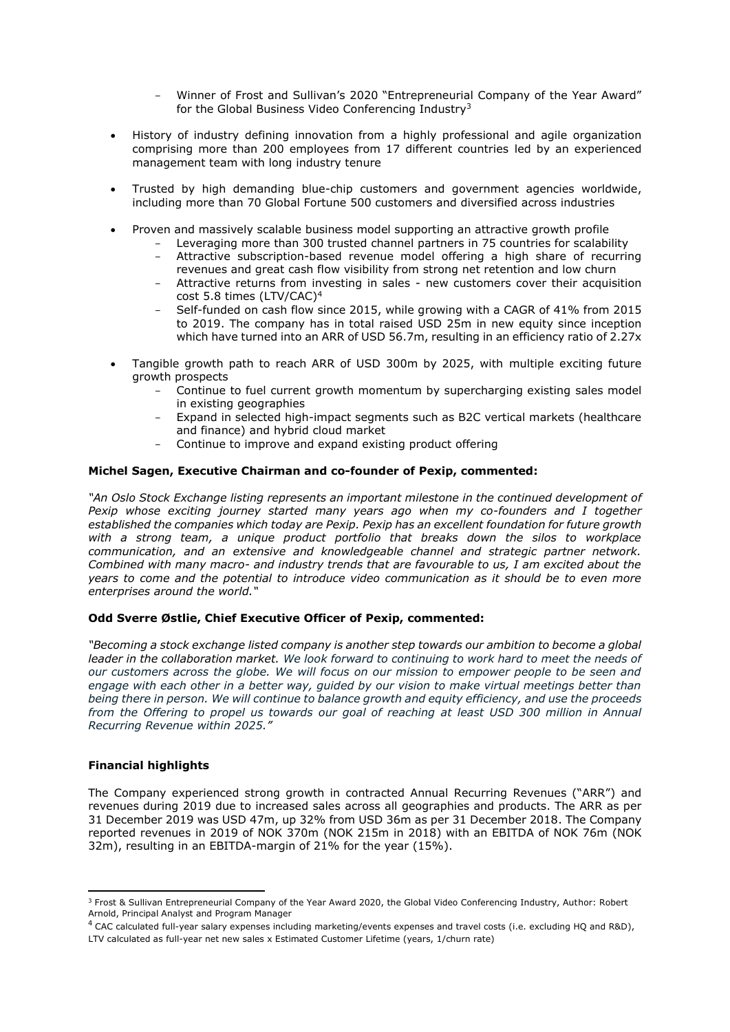- Winner of Frost and Sullivan's 2020 "Entrepreneurial Company of the Year Award" for the Global Business Video Conferencing Industry[3]

- History of industry defining innovation from a highly professional and agile organization comprising more than 200 employees from 17 different countries led by an experienced management team with long industry tenure

- Trusted by high demanding blue-chip customers and government agencies worldwide, including more than 70 Global Fortune 500 customers and diversified across industries

- Proven and massively scalable business model supporting an attractive growth profile
  - Leveraging more than 300 trusted channel partners in 75 countries for scalability
  - Attractive subscription-based revenue model offering a high share of recurring revenues and great cash flow visibility from strong net retention and low churn
  - Attractive returns from investing in sales - new customers cover their acquisition cost 5.8 times (LTV/CAC)[4]
  - Self-funded on cash flow since 2015, while growing with a CAGR of 41% from 2015 to 2019. The company has in total raised USD 25m in new equity since inception which have turned into an ARR of USD 56.7m, resulting in an efficiency ratio of 2.27x

- Tangible growth path to reach ARR of USD 300m by 2025, with multiple exciting future growth prospects
  - Continue to fuel current growth momentum by supercharging existing sales model in existing geographies
  - Expand in selected high-impact segments such as B2C vertical markets (healthcare and finance) and hybrid cloud market
  - Continue to improve and expand existing product offering

**Michel Sagen, Executive Chairman and co-founder of Pexip, commented:**

*"An Oslo Stock Exchange listing represents an important milestone in the continued development of Pexip whose exciting journey started many years ago when my co-founders and I together established the companies which today are Pexip. Pexip has an excellent foundation for future growth with a strong team, a unique product portfolio that breaks down the silos to workplace communication, and an extensive and knowledgeable channel and strategic partner network. Combined with many macro- and industry trends that are favourable to us, I am excited about the years to come and the potential to introduce video communication as it should be to even more enterprises around the world."*

**Odd Sverre Østlie, Chief Executive Officer of Pexip, commented:**

*"Becoming a stock exchange listed company is another step towards our ambition to become a global leader in the collaboration market. We look forward to continuing to work hard to meet the needs of our customers across the globe. We will focus on our mission to empower people to be seen and engage with each other in a better way, guided by our vision to make virtual meetings better than being there in person. We will continue to balance growth and equity efficiency, and use the proceeds from the Offering to propel us towards our goal of reaching at least USD 300 million in Annual Recurring Revenue within 2025."*

**Financial highlights**

The Company experienced strong growth in contracted Annual Recurring Revenues ("ARR") and revenues during 2019 due to increased sales across all geographies and products. The ARR as per 31 December 2019 was USD 47m, up 32% from USD 36m as per 31 December 2018. The Company reported revenues in 2019 of NOK 370m (NOK 215m in 2018) with an EBITDA of NOK 76m (NOK 32m), resulting in an EBITDA-margin of 21% for the year (15%).

---

[3] Frost & Sullivan Entrepreneurial Company of the Year Award 2020, the Global Video Conferencing Industry, Author: Robert Arnold, Principal Analyst and Program Manager

[4] CAC calculated full-year salary expenses including marketing/events expenses and travel costs (i.e. excluding HQ and R&D), LTV calculated as full-year net new sales x Estimated Customer Lifetime (years, 1/churn rate)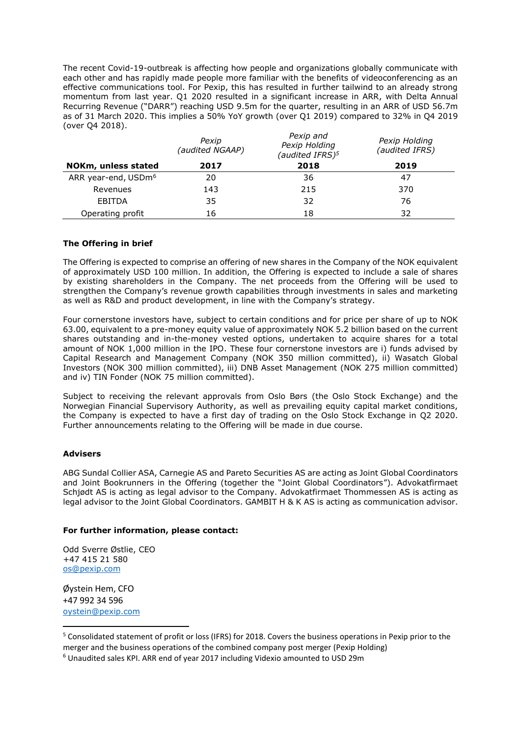The recent Covid-19-outbreak is affecting how people and organizations globally communicate with each other and has rapidly made people more familiar with the benefits of videoconferencing as an effective communications tool. For Pexip, this has resulted in further tailwind to an already strong momentum from last year. Q1 2020 resulted in a significant increase in ARR, with Delta Annual Recurring Revenue ("DARR") reaching USD 9.5m for the quarter, resulting in an ARR of USD 56.7m as of 31 March 2020. This implies a 50% YoY growth (over Q1 2019) compared to 32% in Q4 2019 (over Q4 2018).

| | *Pexip (audited NGAAP)* | *Pexip and Pexip Holding (audited IFRS)*[5] | *Pexip Holding (audited IFRS)* |
|---|---|---|---|
| **NOKm, unless stated** | **2017** | **2018** | **2019** |
| ARR year-end, USDm[6] | 20 | 36 | 47 |
| Revenues | 143 | 215 | 370 |
| EBITDA | 35 | 32 | 76 |
| Operating profit | 16 | 18 | 32 |

**The Offering in brief**

The Offering is expected to comprise an offering of new shares in the Company of the NOK equivalent of approximately USD 100 million. In addition, the Offering is expected to include a sale of shares by existing shareholders in the Company. The net proceeds from the Offering will be used to strengthen the Company's revenue growth capabilities through investments in sales and marketing as well as R&D and product development, in line with the Company's strategy.

Four cornerstone investors have, subject to certain conditions and for price per share of up to NOK 63.00, equivalent to a pre-money equity value of approximately NOK 5.2 billion based on the current shares outstanding and in-the-money vested options, undertaken to acquire shares for a total amount of NOK 1,000 million in the IPO. These four cornerstone investors are i) funds advised by Capital Research and Management Company (NOK 350 million committed), ii) Wasatch Global Investors (NOK 300 million committed), iii) DNB Asset Management (NOK 275 million committed) and iv) TIN Fonder (NOK 75 million committed).

Subject to receiving the relevant approvals from Oslo Børs (the Oslo Stock Exchange) and the Norwegian Financial Supervisory Authority, as well as prevailing equity capital market conditions, the Company is expected to have a first day of trading on the Oslo Stock Exchange in Q2 2020. Further announcements relating to the Offering will be made in due course.

**Advisers**

ABG Sundal Collier ASA, Carnegie AS and Pareto Securities AS are acting as Joint Global Coordinators and Joint Bookrunners in the Offering (together the "Joint Global Coordinators"). Advokatfirmaet Schjødt AS is acting as legal advisor to the Company. Advokatfirmaet Thommessen AS is acting as legal advisor to the Joint Global Coordinators. GAMBIT H & K AS is acting as communication advisor.

**For further information, please contact:**

Odd Sverre Østlie, CEO
+47 415 21 580
os@pexip.com

Øystein Hem, CFO
+47 992 34 596
oystein@pexip.com

---

[5] Consolidated statement of profit or loss (IFRS) for 2018. Covers the business operations in Pexip prior to the merger and the business operations of the combined company post merger (Pexip Holding)

[6] Unaudited sales KPI. ARR end of year 2017 including Videxio amounted to USD 29m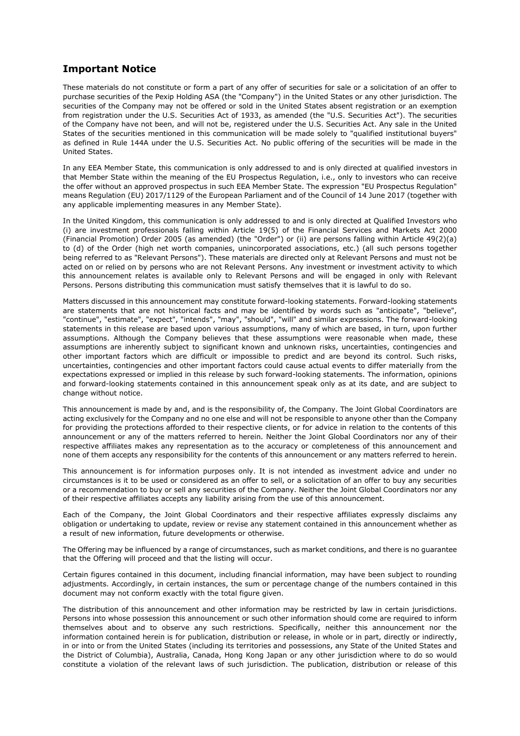## Important Notice

These materials do not constitute or form a part of any offer of securities for sale or a solicitation of an offer to purchase securities of the Pexip Holding ASA (the "Company") in the United States or any other jurisdiction. The securities of the Company may not be offered or sold in the United States absent registration or an exemption from registration under the U.S. Securities Act of 1933, as amended (the "U.S. Securities Act"). The securities of the Company have not been, and will not be, registered under the U.S. Securities Act. Any sale in the United States of the securities mentioned in this communication will be made solely to "qualified institutional buyers" as defined in Rule 144A under the U.S. Securities Act. No public offering of the securities will be made in the United States.

In any EEA Member State, this communication is only addressed to and is only directed at qualified investors in that Member State within the meaning of the EU Prospectus Regulation, i.e., only to investors who can receive the offer without an approved prospectus in such EEA Member State. The expression "EU Prospectus Regulation" means Regulation (EU) 2017/1129 of the European Parliament and of the Council of 14 June 2017 (together with any applicable implementing measures in any Member State).

In the United Kingdom, this communication is only addressed to and is only directed at Qualified Investors who (i) are investment professionals falling within Article 19(5) of the Financial Services and Markets Act 2000 (Financial Promotion) Order 2005 (as amended) (the "Order") or (ii) are persons falling within Article 49(2)(a) to (d) of the Order (high net worth companies, unincorporated associations, etc.) (all such persons together being referred to as "Relevant Persons"). These materials are directed only at Relevant Persons and must not be acted on or relied on by persons who are not Relevant Persons. Any investment or investment activity to which this announcement relates is available only to Relevant Persons and will be engaged in only with Relevant Persons. Persons distributing this communication must satisfy themselves that it is lawful to do so.

Matters discussed in this announcement may constitute forward-looking statements. Forward-looking statements are statements that are not historical facts and may be identified by words such as "anticipate", "believe", "continue", "estimate", "expect", "intends", "may", "should", "will" and similar expressions. The forward-looking statements in this release are based upon various assumptions, many of which are based, in turn, upon further assumptions. Although the Company believes that these assumptions were reasonable when made, these assumptions are inherently subject to significant known and unknown risks, uncertainties, contingencies and other important factors which are difficult or impossible to predict and are beyond its control. Such risks, uncertainties, contingencies and other important factors could cause actual events to differ materially from the expectations expressed or implied in this release by such forward-looking statements. The information, opinions and forward-looking statements contained in this announcement speak only as at its date, and are subject to change without notice.

This announcement is made by and, and is the responsibility of, the Company. The Joint Global Coordinators are acting exclusively for the Company and no one else and will not be responsible to anyone other than the Company for providing the protections afforded to their respective clients, or for advice in relation to the contents of this announcement or any of the matters referred to herein. Neither the Joint Global Coordinators nor any of their respective affiliates makes any representation as to the accuracy or completeness of this announcement and none of them accepts any responsibility for the contents of this announcement or any matters referred to herein.

This announcement is for information purposes only. It is not intended as investment advice and under no circumstances is it to be used or considered as an offer to sell, or a solicitation of an offer to buy any securities or a recommendation to buy or sell any securities of the Company. Neither the Joint Global Coordinators nor any of their respective affiliates accepts any liability arising from the use of this announcement.

Each of the Company, the Joint Global Coordinators and their respective affiliates expressly disclaims any obligation or undertaking to update, review or revise any statement contained in this announcement whether as a result of new information, future developments or otherwise.

The Offering may be influenced by a range of circumstances, such as market conditions, and there is no guarantee that the Offering will proceed and that the listing will occur.

Certain figures contained in this document, including financial information, may have been subject to rounding adjustments. Accordingly, in certain instances, the sum or percentage change of the numbers contained in this document may not conform exactly with the total figure given.

The distribution of this announcement and other information may be restricted by law in certain jurisdictions. Persons into whose possession this announcement or such other information should come are required to inform themselves about and to observe any such restrictions. Specifically, neither this announcement nor the information contained herein is for publication, distribution or release, in whole or in part, directly or indirectly, in or into or from the United States (including its territories and possessions, any State of the United States and the District of Columbia), Australia, Canada, Hong Kong Japan or any other jurisdiction where to do so would constitute a violation of the relevant laws of such jurisdiction. The publication, distribution or release of this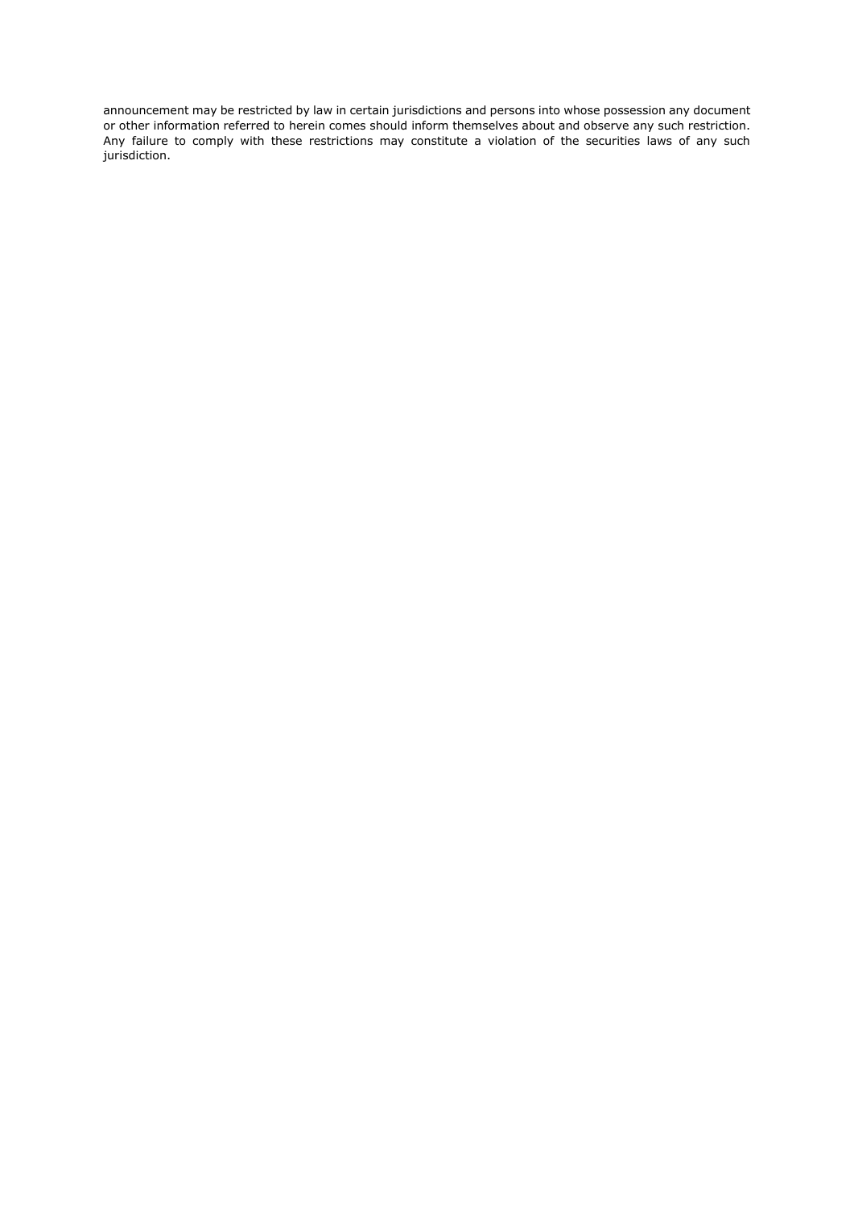announcement may be restricted by law in certain jurisdictions and persons into whose possession any document or other information referred to herein comes should inform themselves about and observe any such restriction. Any failure to comply with these restrictions may constitute a violation of the securities laws of any such jurisdiction.